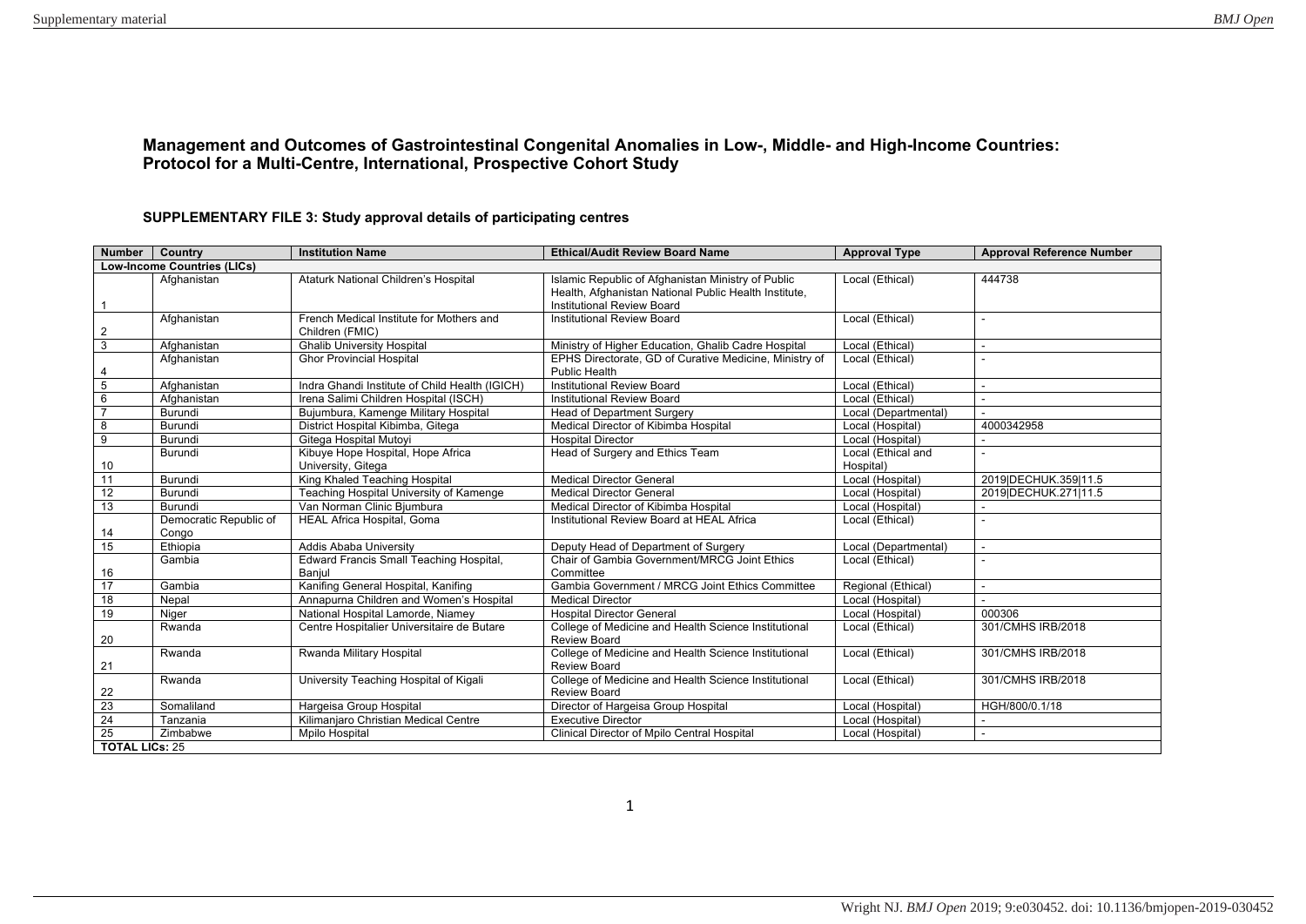## Management and Outcomes of Gastrointestinal Congenital Anomalies in Low-, Middle- and High-Income Countries: Protocol for a Multi-Centre, International, Prospective Cohort Study

### SUPPLEMENTARY FILE 3: Study approval details of participating centres

| Number | Country | Institution Name | Ethical/Audit Review Board Name | Approval Type | Approval Reference Number |
|---|---|---|---|---|---|
| **Low-Income Countries (LICs)** | | | | | |
| 1 | Afghanistan | Ataturk National Children's Hospital | Islamic Republic of Afghanistan Ministry of Public Health, Afghanistan National Public Health Institute, Institutional Review Board | Local (Ethical) | 444738 |
| 2 | Afghanistan | French Medical Institute for Mothers and Children (FMIC) | Institutional Review Board | Local (Ethical) | - |
| 3 | Afghanistan | Ghalib University Hospital | Ministry of Higher Education, Ghalib Cadre Hospital | Local (Ethical) | - |
| 4 | Afghanistan | Ghor Provincial Hospital | EPHS Directorate, GD of Curative Medicine, Ministry of Public Health | Local (Ethical) | - |
| 5 | Afghanistan | Indra Ghandi Institute of Child Health (IGICH) | Institutional Review Board | Local (Ethical) | - |
| 6 | Afghanistan | Irena Salimi Children Hospital (ISCH) | Institutional Review Board | Local (Ethical) | - |
| 7 | Burundi | Bujumbura, Kamenge Military Hospital | Head of Department Surgery | Local (Departmental) | - |
| 8 | Burundi | District Hospital Kibimba, Gitega | Medical Director of Kibimba Hospital | Local (Hospital) | 4000342958 |
| 9 | Burundi | Gitega Hospital Mutoyi | Hospital Director | Local (Hospital) | - |
| 10 | Burundi | Kibuye Hope Hospital, Hope Africa University, Gitega | Head of Surgery and Ethics Team | Local (Ethical and Hospital) | - |
| 11 | Burundi | King Khaled Teaching Hospital | Medical Director General | Local (Hospital) | 2019\|DECHUK.359\|11.5 |
| 12 | Burundi | Teaching Hospital University of Kamenge | Medical Director General | Local (Hospital) | 2019\|DECHUK.271\|11.5 |
| 13 | Burundi | Van Norman Clinic Bjumbura | Medical Director of Kibimba Hospital | Local (Hospital) | - |
| 14 | Democratic Republic of Congo | HEAL Africa Hospital, Goma | Institutional Review Board at HEAL Africa | Local (Ethical) | - |
| 15 | Ethiopia | Addis Ababa University | Deputy Head of Department of Surgery | Local (Departmental) | - |
| 16 | Gambia | Edward Francis Small Teaching Hospital, Banjul | Chair of Gambia Government/MRCG Joint Ethics Committee | Local (Ethical) | - |
| 17 | Gambia | Kanifing General Hospital, Kanifing | Gambia Government / MRCG Joint Ethics Committee | Regional (Ethical) | - |
| 18 | Nepal | Annapurna Children and Women's Hospital | Medical Director | Local (Hospital) | - |
| 19 | Niger | National Hospital Lamorde, Niamey | Hospital Director General | Local (Hospital) | 000306 |
| 20 | Rwanda | Centre Hospitalier Universitaire de Butare | College of Medicine and Health Science Institutional Review Board | Local (Ethical) | 301/CMHS IRB/2018 |
| 21 | Rwanda | Rwanda Military Hospital | College of Medicine and Health Science Institutional Review Board | Local (Ethical) | 301/CMHS IRB/2018 |
| 22 | Rwanda | University Teaching Hospital of Kigali | College of Medicine and Health Science Institutional Review Board | Local (Ethical) | 301/CMHS IRB/2018 |
| 23 | Somaliland | Hargeisa Group Hospital | Director of Hargeisa Group Hospital | Local (Hospital) | HGH/800/0.1/18 |
| 24 | Tanzania | Kilimanjaro Christian Medical Centre | Executive Director | Local (Hospital) | - |
| 25 | Zimbabwe | Mpilo Hospital | Clinical Director of Mpilo Central Hospital | Local (Hospital) | - |
| **TOTAL LICs:** 25 | | | | | |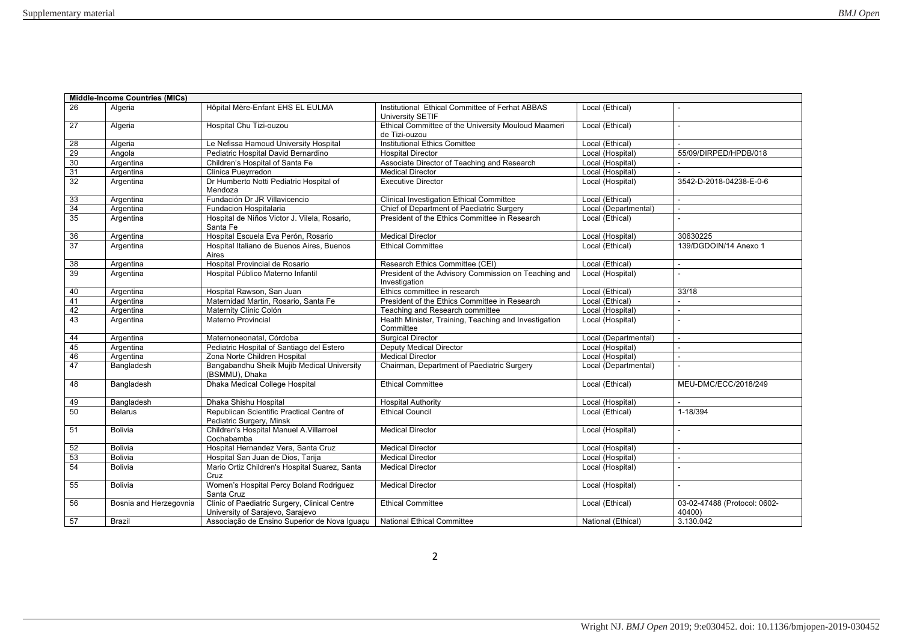| Middle-Income Countries (MICs) | | | | | |
|---|---|---|---|---|---|
| 26 | Algeria | Hôpital Mère-Enfant EHS EL EULMA | Institutional Ethical Committee of Ferhat ABBAS University SETIF | Local (Ethical) | - |
| 27 | Algeria | Hospital Chu Tizi-ouzou | Ethical Committee of the University Mouloud Maameri de Tizi-ouzou | Local (Ethical) | - |
| 28 | Algeria | Le Nefissa Hamoud University Hospital | Institutional Ethics Comittee | Local (Ethical) | - |
| 29 | Angola | Pediatric Hospital David Bernardino | Hospital Director | Local (Hospital) | 55/09/DIRPED/HPDB/018 |
| 30 | Argentina | Children's Hospital of Santa Fe | Associate Director of Teaching and Research | Local (Hospital) | - |
| 31 | Argentina | Clinica Pueyrredon | Medical Director | Local (Hospital) | - |
| 32 | Argentina | Dr Humberto Notti Pediatric Hospital of Mendoza | Executive Director | Local (Hospital) | 3542-D-2018-04238-E-0-6 |
| 33 | Argentina | Fundación Dr JR Villavicencio | Clinical Investigation Ethical Committee | Local (Ethical) | - |
| 34 | Argentina | Fundacion Hospitalaria | Chief of Department of Paediatric Surgery | Local (Departmental) | - |
| 35 | Argentina | Hospital de Niños Victor J. Vilela, Rosario, Santa Fe | President of the Ethics Committee in Research | Local (Ethical) | - |
| 36 | Argentina | Hospital Escuela Eva Perón, Rosario | Medical Director | Local (Hospital) | 30630225 |
| 37 | Argentina | Hospital Italiano de Buenos Aires, Buenos Aires | Ethical Committee | Local (Ethical) | 139/DGDOIN/14 Anexo 1 |
| 38 | Argentina | Hospital Provincial de Rosario | Research Ethics Committee (CEI) | Local (Ethical) | - |
| 39 | Argentina | Hospital Público Materno Infantil | President of the Advisory Commission on Teaching and Investigation | Local (Hospital) | - |
| 40 | Argentina | Hospital Rawson, San Juan | Ethics committee in research | Local (Ethical) | 33/18 |
| 41 | Argentina | Maternidad Martin, Rosario, Santa Fe | President of the Ethics Committee in Research | Local (Ethical) | - |
| 42 | Argentina | Maternity Clinic Colón | Teaching and Research committee | Local (Hospital) | - |
| 43 | Argentina | Materno Provincial | Health Minister, Training, Teaching and Investigation Committee | Local (Hospital) | - |
| 44 | Argentina | Maternoneonatal, Córdoba | Surgical Director | Local (Departmental) | - |
| 45 | Argentina | Pediatric Hospital of Santiago del Estero | Deputy Medical Director | Local (Hospital) | - |
| 46 | Argentina | Zona Norte Children Hospital | Medical Director | Local (Hospital) | - |
| 47 | Bangladesh | Bangabandhu Sheik Mujib Medical University (BSMMU), Dhaka | Chairman, Department of Paediatric Surgery | Local (Departmental) | - |
| 48 | Bangladesh | Dhaka Medical College Hospital | Ethical Committee | Local (Ethical) | MEU-DMC/ECC/2018/249 |
| 49 | Bangladesh | Dhaka Shishu Hospital | Hospital Authority | Local (Hospital) | - |
| 50 | Belarus | Republican Scientific Practical Centre of Pediatric Surgery, Minsk | Ethical Council | Local (Ethical) | 1-18/394 |
| 51 | Bolivia | Children's Hospital Manuel A.Villarroel Cochabamba | Medical Director | Local (Hospital) | - |
| 52 | Bolivia | Hospital Hernandez Vera, Santa Cruz | Medical Director | Local (Hospital) | - |
| 53 | Bolivia | Hospital San Juan de Dios, Tarija | Medical Director | Local (Hospital) | - |
| 54 | Bolivia | Mario Ortiz Children's Hospital Suarez, Santa Cruz | Medical Director | Local (Hospital) | - |
| 55 | Bolivia | Women's Hospital Percy Boland Rodriguez Santa Cruz | Medical Director | Local (Hospital) | - |
| 56 | Bosnia and Herzegovnia | Clinic of Paediatric Surgery, Clinical Centre University of Sarajevo, Sarajevo | Ethical Committee | Local (Ethical) | 03-02-47488 (Protocol: 0602-40400) |
| 57 | Brazil | Associação de Ensino Superior de Nova Iguaçu | National Ethical Committee | National (Ethical) | 3.130.042 |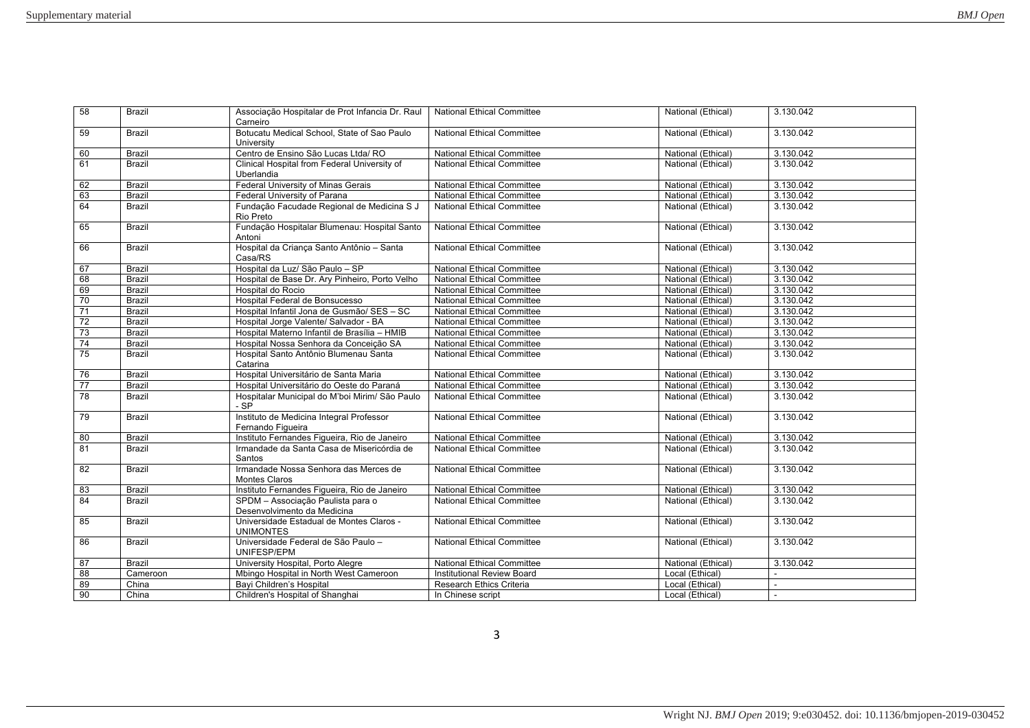| 58 | Brazil | Associação Hospitalar de Prot Infancia Dr. Raul Carneiro | National Ethical Committee | National (Ethical) | 3.130.042 |
|---|---|---|---|---|---|
| 59 | Brazil | Botucatu Medical School, State of Sao Paulo University | National Ethical Committee | National (Ethical) | 3.130.042 |
| 60 | Brazil | Centro de Ensino São Lucas Ltda/ RO | National Ethical Committee | National (Ethical) | 3.130.042 |
| 61 | Brazil | Clinical Hospital from Federal University of Uberlandia | National Ethical Committee | National (Ethical) | 3.130.042 |
| 62 | Brazil | Federal University of Minas Gerais | National Ethical Committee | National (Ethical) | 3.130.042 |
| 63 | Brazil | Federal University of Parana | National Ethical Committee | National (Ethical) | 3.130.042 |
| 64 | Brazil | Fundação Facudade Regional de Medicina S J Rio Preto | National Ethical Committee | National (Ethical) | 3.130.042 |
| 65 | Brazil | Fundação Hospitalar Blumenau: Hospital Santo Antoni | National Ethical Committee | National (Ethical) | 3.130.042 |
| 66 | Brazil | Hospital da Criança Santo Antônio – Santa Casa/RS | National Ethical Committee | National (Ethical) | 3.130.042 |
| 67 | Brazil | Hospital da Luz/ São Paulo – SP | National Ethical Committee | National (Ethical) | 3.130.042 |
| 68 | Brazil | Hospital de Base Dr. Ary Pinheiro, Porto Velho | National Ethical Committee | National (Ethical) | 3.130.042 |
| 69 | Brazil | Hospital do Rocio | National Ethical Committee | National (Ethical) | 3.130.042 |
| 70 | Brazil | Hospital Federal de Bonsucesso | National Ethical Committee | National (Ethical) | 3.130.042 |
| 71 | Brazil | Hospital Infantil Jona de Gusmão/ SES – SC | National Ethical Committee | National (Ethical) | 3.130.042 |
| 72 | Brazil | Hospital Jorge Valente/ Salvador - BA | National Ethical Committee | National (Ethical) | 3.130.042 |
| 73 | Brazil | Hospital Materno Infantil de Brasília – HMIB | National Ethical Committee | National (Ethical) | 3.130.042 |
| 74 | Brazil | Hospital Nossa Senhora da Conceição SA | National Ethical Committee | National (Ethical) | 3.130.042 |
| 75 | Brazil | Hospital Santo Antônio Blumenau Santa Catarina | National Ethical Committee | National (Ethical) | 3.130.042 |
| 76 | Brazil | Hospital Universitário de Santa Maria | National Ethical Committee | National (Ethical) | 3.130.042 |
| 77 | Brazil | Hospital Universitário do Oeste do Paraná | National Ethical Committee | National (Ethical) | 3.130.042 |
| 78 | Brazil | Hospitalar Municipal do M'boi Mirim/ São Paulo - SP | National Ethical Committee | National (Ethical) | 3.130.042 |
| 79 | Brazil | Instituto de Medicina Integral Professor Fernando Figueira | National Ethical Committee | National (Ethical) | 3.130.042 |
| 80 | Brazil | Instituto Fernandes Figueira, Rio de Janeiro | National Ethical Committee | National (Ethical) | 3.130.042 |
| 81 | Brazil | Irmandade da Santa Casa de Misericórdia de Santos | National Ethical Committee | National (Ethical) | 3.130.042 |
| 82 | Brazil | Irmandade Nossa Senhora das Merces de Montes Claros | National Ethical Committee | National (Ethical) | 3.130.042 |
| 83 | Brazil | Instituto Fernandes Figueira, Rio de Janeiro | National Ethical Committee | National (Ethical) | 3.130.042 |
| 84 | Brazil | SPDM – Associação Paulista para o Desenvolvimento da Medicina | National Ethical Committee | National (Ethical) | 3.130.042 |
| 85 | Brazil | Universidade Estadual de Montes Claros - UNIMONTES | National Ethical Committee | National (Ethical) | 3.130.042 |
| 86 | Brazil | Universidade Federal de São Paulo – UNIFESP/EPM | National Ethical Committee | National (Ethical) | 3.130.042 |
| 87 | Brazil | University Hospital, Porto Alegre | National Ethical Committee | National (Ethical) | 3.130.042 |
| 88 | Cameroon | Mbingo Hospital in North West Cameroon | Institutional Review Board | Local (Ethical) | - |
| 89 | China | Bayi Children's Hospital | Research Ethics Criteria | Local (Ethical) | - |
| 90 | China | Children's Hospital of Shanghai | In Chinese script | Local (Ethical) | - |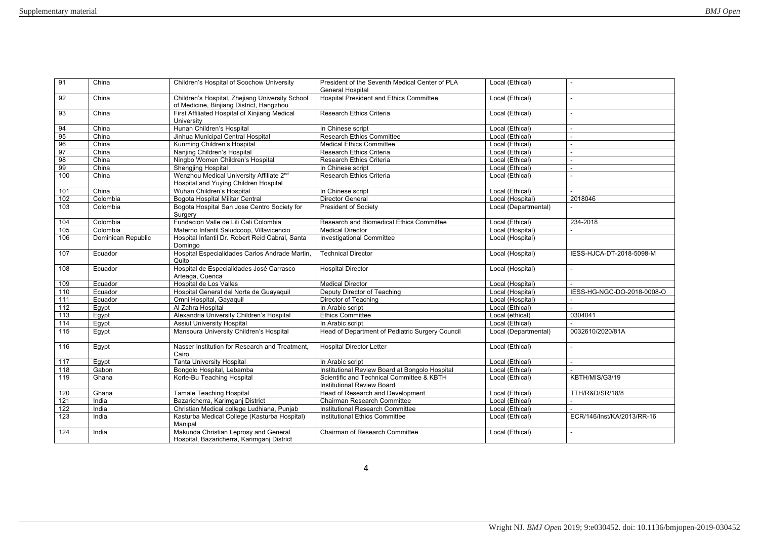| 91 | China | Children's Hospital of Soochow University | President of the Seventh Medical Center of PLA General Hospital | Local (Ethical) | - |
|---|---|---|---|---|---|
| 92 | China | Children's Hospital, Zhejiang University School of Medicine, Binjiang District, Hangzhou | Hospital President and Ethics Committee | Local (Ethical) | - |
| 93 | China | First Affiliated Hospital of Xinjiang Medical University | Research Ethics Criteria | Local (Ethical) | - |
| 94 | China | Hunan Children's Hospital | In Chinese script | Local (Ethical) | - |
| 95 | China | Jinhua Municipal Central Hospital | Research Ethics Committee | Local (Ethical) | - |
| 96 | China | Kunming Children's Hospital | Medical Ethics Committee | Local (Ethical) | - |
| 97 | China | Nanjing Children's Hospital | Research Ethics Criteria | Local (Ethical) | - |
| 98 | China | Ningbo Women Children's Hospital | Research Ethics Criteria | Local (Ethical) | - |
| 99 | China | Shengjing Hospital | In Chinese script | Local (Ethical) | - |
| 100 | China | Wenzhou Medical University Affiliate 2nd Hospital and Yuying Children Hospital | Research Ethics Criteria | Local (Ethical) | - |
| 101 | China | Wuhan Children's Hospital | In Chinese script | Local (Ethical) | - |
| 102 | Colombia | Bogota Hospital Militar Central | Director General | Local (Hospital) | 2018046 |
| 103 | Colombia | Bogota Hospital San Jose Centro Society for Surgery | President of Society | Local (Departmental) | - |
| 104 | Colombia | Fundacion Valle de Lili Cali Colombia | Research and Biomedical Ethics Committee | Local (Ethical) | 234-2018 |
| 105 | Colombia | Materno Infantil Saludcoop, Villavicencio | Medical Director | Local (Hospital) | - |
| 106 | Dominican Republic | Hospital Infantil Dr. Robert Reid Cabral, Santa Domingo | Investigational Committee | Local (Hospital) | |
| 107 | Ecuador | Hospital Especialidades Carlos Andrade Martin, Quito | Technical Director | Local (Hospital) | IESS-HJCA-DT-2018-5098-M |
| 108 | Ecuador | Hospital de Especialidades José Carrasco Arteaga, Cuenca | Hospital Director | Local (Hospital) | - |
| 109 | Ecuador | Hospital de Los Valles | Medical Director | Local (Hospital) | - |
| 110 | Ecuador | Hospital General del Norte de Guayaquil | Deputy Director of Teaching | Local (Hospital) | IESS-HG-NGC-DO-2018-0008-O |
| 111 | Ecuador | Omni Hospital, Gayaquil | Director of Teaching | Local (Hospital) | - |
| 112 | Egypt | Al Zahra Hospital | In Arabic script | Local (Ethical) | - |
| 113 | Egypt | Alexandria University Children's Hospital | Ethics Committee | Local (ethical) | 0304041 |
| 114 | Egypt | Assiut University Hospital | In Arabic script | Local (Ethical) | - |
| 115 | Egypt | Mansoura University Children's Hospital | Head of Department of Pediatric Surgery Council | Local (Departmental) | 0032610/2020/81A |
| 116 | Egypt | Nasser Institution for Research and Treatment, Cairo | Hospital Director Letter | Local (Ethical) | - |
| 117 | Egypt | Tanta University Hospital | In Arabic script | Local (Ethical) | - |
| 118 | Gabon | Bongolo Hospital, Lebamba | Institutional Review Board at Bongolo Hospital | Local (Ethical) | - |
| 119 | Ghana | Korle-Bu Teaching Hospital | Scientific and Technical Committee & KBTH Institutional Review Board | Local (Ethical) | KBTH/MIS/G3/19 |
| 120 | Ghana | Tamale Teaching Hospital | Head of Research and Development | Local (Ethical) | TTH/R&D/SR/18/8 |
| 121 | India | Bazaricherra, Karimganj District | Chairman Research Committee | Local (Ethical) | - |
| 122 | India | Christian Medical college Ludhiana, Punjab | Institutional Research Committee | Local (Ethical) | - |
| 123 | India | Kasturba Medical College (Kasturba Hospital) Manipal | Institutional Ethics Committee | Local (Ethical) | ECR/146/Inst/KA/2013/RR-16 |
| 124 | India | Makunda Christian Leprosy and General Hospital, Bazaricherra, Karimganj District | Chairman of Research Committee | Local (Ethical) | - |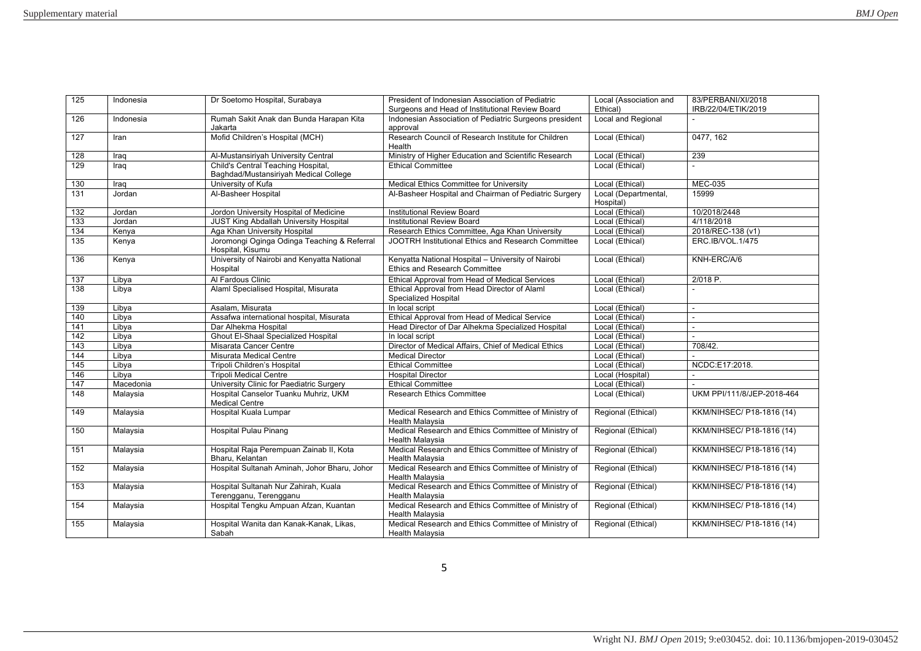| 125 | Indonesia | Dr Soetomo Hospital, Surabaya | President of Indonesian Association of Pediatric Surgeons and Head of Institutional Review Board | Local (Association and Ethical) | 83/PERBANI/XI/2018 IRB/22/04/ETIK/2019 |
|---|---|---|---|---|---|
| 126 | Indonesia | Rumah Sakit Anak dan Bunda Harapan Kita Jakarta | Indonesian Association of Pediatric Surgeons president approval | Local and Regional | - |
| 127 | Iran | Mofid Children's Hospital (MCH) | Research Council of Research Institute for Children Health | Local (Ethical) | 0477, 162 |
| 128 | Iraq | Al-Mustansiriyah University Central | Ministry of Higher Education and Scientific Research | Local (Ethical) | 239 |
| 129 | Iraq | Child's Central Teaching Hospital, Baghdad/Mustansiriyah Medical College | Ethical Committee | Local (Ethical) | - |
| 130 | Iraq | University of Kufa | Medical Ethics Committee for University | Local (Ethical) | MEC-035 |
| 131 | Jordan | Al-Basheer Hospital | Al-Basheer Hospital and Chairman of Pediatric Surgery | Local (Departmental, Hospital) | 15999 |
| 132 | Jordan | Jordon University Hospital of Medicine | Institutional Review Board | Local (Ethical) | 10/2018/2448 |
| 133 | Jordan | JUST King Abdallah University Hospital | Institutional Review Board | Local (Ethical) | 4/118/2018 |
| 134 | Kenya | Aga Khan University Hospital | Research Ethics Committee, Aga Khan University | Local (Ethical) | 2018/REC-138 (v1) |
| 135 | Kenya | Joromongi Oginga Odinga Teaching & Referral Hospital, Kisumu | JOOTRH Institutional Ethics and Research Committee | Local (Ethical) | ERC.IB/VOL.1/475 |
| 136 | Kenya | University of Nairobi and Kenyatta National Hospital | Kenyatta National Hospital – University of Nairobi Ethics and Research Committee | Local (Ethical) | KNH-ERC/A/6 |
| 137 | Libya | Al Fardous Clinic | Ethical Approval from Head of Medical Services | Local (Ethical) | 2/018 P. |
| 138 | Libya | Alaml Specialised Hospital, Misurata | Ethical Approval from Head Director of Alaml Specialized Hospital | Local (Ethical) | - |
| 139 | Libya | Asalam, Misurata | In local script | Local (Ethical) | - |
| 140 | Libya | Assafwa international hospital, Misurata | Ethical Approval from Head of Medical Service | Local (Ethical) | - |
| 141 | Libya | Dar Alhekma Hospital | Head Director of Dar Alhekma Specialized Hospital | Local (Ethical) | - |
| 142 | Libya | Ghout El-Shaal Specialized Hospital | In local script | Local (Ethical) | - |
| 143 | Libya | Misarata Cancer Centre | Director of Medical Affairs, Chief of Medical Ethics | Local (Ethical) | 708/42. |
| 144 | Libya | Misurata Medical Centre | Medical Director | Local (Ethical) | - |
| 145 | Libya | Tripoli Children's Hospital | Ethical Committee | Local (Ethical) | NCDC:E17:2018. |
| 146 | Libya | Tripoli Medical Centre | Hospital Director | Local (Hospital) | - |
| 147 | Macedonia | University Clinic for Paediatric Surgery | Ethical Committee | Local (Ethical) | - |
| 148 | Malaysia | Hospital Canselor Tuanku Muhriz, UKM Medical Centre | Research Ethics Committee | Local (Ethical) | UKM PPI/111/8/JEP-2018-464 |
| 149 | Malaysia | Hospital Kuala Lumpar | Medical Research and Ethics Committee of Ministry of Health Malaysia | Regional (Ethical) | KKM/NIHSEC/ P18-1816 (14) |
| 150 | Malaysia | Hospital Pulau Pinang | Medical Research and Ethics Committee of Ministry of Health Malaysia | Regional (Ethical) | KKM/NIHSEC/ P18-1816 (14) |
| 151 | Malaysia | Hospital Raja Perempuan Zainab II, Kota Bharu, Kelantan | Medical Research and Ethics Committee of Ministry of Health Malaysia | Regional (Ethical) | KKM/NIHSEC/ P18-1816 (14) |
| 152 | Malaysia | Hospital Sultanah Aminah, Johor Bharu, Johor | Medical Research and Ethics Committee of Ministry of Health Malaysia | Regional (Ethical) | KKM/NIHSEC/ P18-1816 (14) |
| 153 | Malaysia | Hospital Sultanah Nur Zahirah, Kuala Terengganu, Terengganu | Medical Research and Ethics Committee of Ministry of Health Malaysia | Regional (Ethical) | KKM/NIHSEC/ P18-1816 (14) |
| 154 | Malaysia | Hospital Tengku Ampuan Afzan, Kuantan | Medical Research and Ethics Committee of Ministry of Health Malaysia | Regional (Ethical) | KKM/NIHSEC/ P18-1816 (14) |
| 155 | Malaysia | Hospital Wanita dan Kanak-Kanak, Likas, Sabah | Medical Research and Ethics Committee of Ministry of Health Malaysia | Regional (Ethical) | KKM/NIHSEC/ P18-1816 (14) |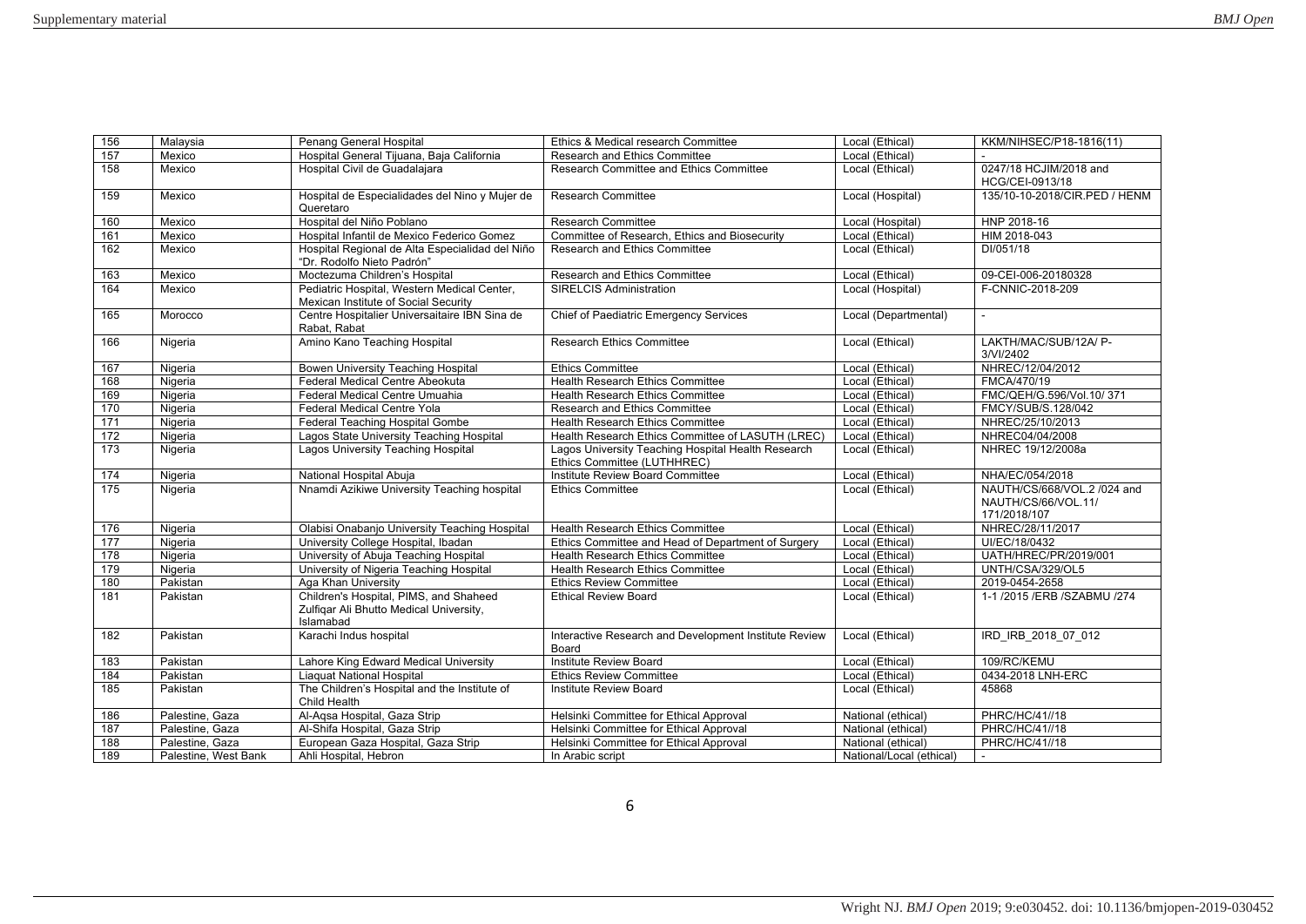| 156 | Malaysia | Penang General Hospital | Ethics & Medical research Committee | Local (Ethical) | KKM/NIHSEC/P18-1816(11) |
|---|---|---|---|---|---|
| 157 | Mexico | Hospital General Tijuana, Baja California | Research and Ethics Committee | Local (Ethical) | - |
| 158 | Mexico | Hospital Civil de Guadalajara | Research Committee and Ethics Committee | Local (Ethical) | 0247/18 HCJIM/2018 and HCG/CEI-0913/18 |
| 159 | Mexico | Hospital de Especialidades del Nino y Mujer de Queretaro | Research Committee | Local (Hospital) | 135/10-10-2018/CIR.PED / HENM |
| 160 | Mexico | Hospital del Niño Poblano | Research Committee | Local (Hospital) | HNP 2018-16 |
| 161 | Mexico | Hospital Infantil de Mexico Federico Gomez | Committee of Research, Ethics and Biosecurity | Local (Ethical) | HIM 2018-043 |
| 162 | Mexico | Hospital Regional de Alta Especialidad del Niño "Dr. Rodolfo Nieto Padrón" | Research and Ethics Committee | Local (Ethical) | DI/051/18 |
| 163 | Mexico | Moctezuma Children's Hospital | Research and Ethics Committee | Local (Ethical) | 09-CEI-006-20180328 |
| 164 | Mexico | Pediatric Hospital, Western Medical Center, Mexican Institute of Social Security | SIRELCIS Administration | Local (Hospital) | F-CNNIC-2018-209 |
| 165 | Morocco | Centre Hospitalier Universitaire IBN Sina de Rabat, Rabat | Chief of Paediatric Emergency Services | Local (Departmental) | - |
| 166 | Nigeria | Amino Kano Teaching Hospital | Research Ethics Committee | Local (Ethical) | LAKTH/MAC/SUB/12A/ P-3/VI/2402 |
| 167 | Nigeria | Bowen University Teaching Hospital | Ethics Committee | Local (Ethical) | NHREC/12/04/2012 |
| 168 | Nigeria | Federal Medical Centre Abeokuta | Health Research Ethics Committee | Local (Ethical) | FMCA/470/19 |
| 169 | Nigeria | Federal Medical Centre Umuahia | Health Research Ethics Committee | Local (Ethical) | FMC/QEH/G.596/Vol.10/ 371 |
| 170 | Nigeria | Federal Medical Centre Yola | Research and Ethics Committee | Local (Ethical) | FMCY/SUB/S.128/042 |
| 171 | Nigeria | Federal Teaching Hospital Gombe | Health Research Ethics Committee | Local (Ethical) | NHREC/25/10/2013 |
| 172 | Nigeria | Lagos State University Teaching Hospital | Health Research Ethics Committee of LASUTH (LREC) | Local (Ethical) | NHREC04/04/2008 |
| 173 | Nigeria | Lagos University Teaching Hospital | Lagos University Teaching Hospital Health Research Ethics Committee (LUTHHREC) | Local (Ethical) | NHREC 19/12/2008a |
| 174 | Nigeria | National Hospital Abuja | Institute Review Board Committee | Local (Ethical) | NHA/EC/054/2018 |
| 175 | Nigeria | Nnamdi Azikiwe University Teaching hospital | Ethics Committee | Local (Ethical) | NAUTH/CS/668/VOL.2 /024 and NAUTH/CS/66/VOL.11/ 171/2018/107 |
| 176 | Nigeria | Olabisi Onabanjo University Teaching Hospital | Health Research Ethics Committee | Local (Ethical) | NHREC/28/11/2017 |
| 177 | Nigeria | University College Hospital, Ibadan | Ethics Committee and Head of Department of Surgery | Local (Ethical) | UI/EC/18/0432 |
| 178 | Nigeria | University of Abuja Teaching Hospital | Health Research Ethics Committee | Local (Ethical) | UATH/HREC/PR/2019/001 |
| 179 | Nigeria | University of Nigeria Teaching Hospital | Health Research Ethics Committee | Local (Ethical) | UNTH/CSA/329/OL5 |
| 180 | Pakistan | Aga Khan University | Ethics Review Committee | Local (Ethical) | 2019-0454-2658 |
| 181 | Pakistan | Children's Hospital, PIMS, and Shaheed Zulfiqar Ali Bhutto Medical University, Islamabad | Ethical Review Board | Local (Ethical) | 1-1 /2015 /ERB /SZABMU /274 |
| 182 | Pakistan | Karachi Indus hospital | Interactive Research and Development Institute Review Board | Local (Ethical) | IRD_IRB_2018_07_012 |
| 183 | Pakistan | Lahore King Edward Medical University | Institute Review Board | Local (Ethical) | 109/RC/KEMU |
| 184 | Pakistan | Liaquat National Hospital | Ethics Review Committee | Local (Ethical) | 0434-2018 LNH-ERC |
| 185 | Pakistan | The Children's Hospital and the Institute of Child Health | Institute Review Board | Local (Ethical) | 45868 |
| 186 | Palestine, Gaza | Al-Aqsa Hospital, Gaza Strip | Helsinki Committee for Ethical Approval | National (ethical) | PHRC/HC/41//18 |
| 187 | Palestine, Gaza | Al-Shifa Hospital, Gaza Strip | Helsinki Committee for Ethical Approval | National (ethical) | PHRC/HC/41//18 |
| 188 | Palestine, Gaza | European Gaza Hospital, Gaza Strip | Helsinki Committee for Ethical Approval | National (ethical) | PHRC/HC/41//18 |
| 189 | Palestine, West Bank | Ahli Hospital, Hebron | In Arabic script | National/Local (ethical) | - |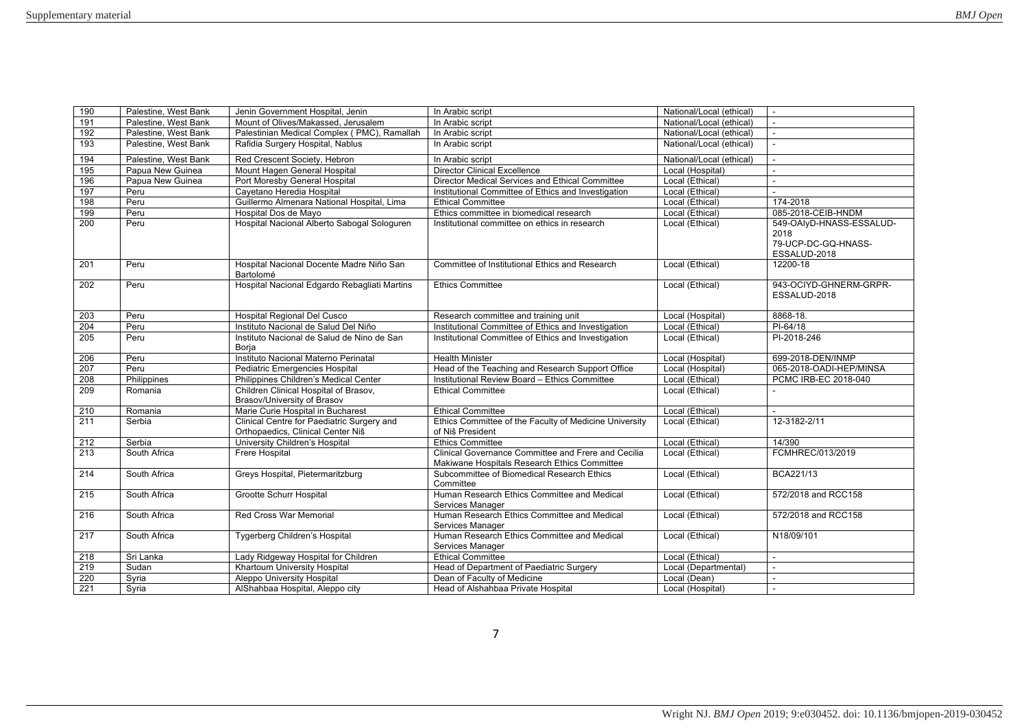| 190 | Palestine, West Bank | Jenin Government Hospital, Jenin | In Arabic script | National/Local (ethical) | - |
|---|---|---|---|---|---|
| 191 | Palestine, West Bank | Mount of Olives/Makassed, Jerusalem | In Arabic script | National/Local (ethical) | - |
| 192 | Palestine, West Bank | Palestinian Medical Complex ( PMC), Ramallah | In Arabic script | National/Local (ethical) | - |
| 193 | Palestine, West Bank | Rafidia Surgery Hospital, Nablus | In Arabic script | National/Local (ethical) | - |
| 194 | Palestine, West Bank | Red Crescent Society, Hebron | In Arabic script | National/Local (ethical) | - |
| 195 | Papua New Guinea | Mount Hagen General Hospital | Director Clinical Excellence | Local (Hospital) | - |
| 196 | Papua New Guinea | Port Moresby General Hospital | Director Medical Services and Ethical Committee | Local (Ethical) | - |
| 197 | Peru | Cayetano Heredia Hospital | Institutional Committee of Ethics and Investigation | Local (Ethical) | - |
| 198 | Peru | Guillermo Almenara National Hospital, Lima | Ethical Committee | Local (Ethical) | 174-2018 |
| 199 | Peru | Hospital Dos de Mayo | Ethics committee in biomedical research | Local (Ethical) | 085-2018-CEIB-HNDM |
| 200 | Peru | Hospital Nacional Alberto Sabogal Sologuren | Institutional committee on ethics in research | Local (Ethical) | 549-OAIyD-HNASS-ESSALUD-2018 79-UCP-DC-GQ-HNASS-ESSALUD-2018 |
| 201 | Peru | Hospital Nacional Docente Madre Niño San Bartolomé | Committee of Institutional Ethics and Research | Local (Ethical) | 12200-18 |
| 202 | Peru | Hospital Nacional Edgardo Rebagliati Martins | Ethics Committee | Local (Ethical) | 943-OCIYD-GHNERM-GRPR-ESSALUD-2018 |
| 203 | Peru | Hospital Regional Del Cusco | Research committee and training unit | Local (Hospital) | 8868-18. |
| 204 | Peru | Instituto Nacional de Salud Del Niño | Institutional Committee of Ethics and Investigation | Local (Ethical) | PI-64/18 |
| 205 | Peru | Instituto Nacional de Salud de Nino de San Borja | Institutional Committee of Ethics and Investigation | Local (Ethical) | PI-2018-246 |
| 206 | Peru | Instituto Nacional Materno Perinatal | Health Minister | Local (Hospital) | 699-2018-DEN/INMP |
| 207 | Peru | Pediatric Emergencies Hospital | Head of the Teaching and Research Support Office | Local (Hospital) | 065-2018-OADI-HEP/MINSA |
| 208 | Philippines | Philippines Children's Medical Center | Institutional Review Board – Ethics Committee | Local (Ethical) | PCMC IRB-EC 2018-040 |
| 209 | Romania | Children Clinical Hospital of Brasov, Brasov/University of Brasov | Ethical Committee | Local (Ethical) | - |
| 210 | Romania | Marie Curie Hospital in Bucharest | Ethical Committee | Local (Ethical) | - |
| 211 | Serbia | Clinical Centre for Paediatric Surgery and Orthopaedics, Clinical Center Niš | Ethics Committee of the Faculty of Medicine University of Niš President | Local (Ethical) | 12-3182-2/11 |
| 212 | Serbia | University Children's Hospital | Ethics Committee | Local (Ethical) | 14/390 |
| 213 | South Africa | Frere Hospital | Clinical Governance Committee and Frere and Cecilia Makiwane Hospitals Research Ethics Committee | Local (Ethical) | FCMHREC/013/2019 |
| 214 | South Africa | Greys Hospital, Pietermaritzburg | Subcommittee of Biomedical Research Ethics Committee | Local (Ethical) | BCA221/13 |
| 215 | South Africa | Grootte Schurr Hospital | Human Research Ethics Committee and Medical Services Manager | Local (Ethical) | 572/2018 and RCC158 |
| 216 | South Africa | Red Cross War Memorial | Human Research Ethics Committee and Medical Services Manager | Local (Ethical) | 572/2018 and RCC158 |
| 217 | South Africa | Tygerberg Children's Hospital | Human Research Ethics Committee and Medical Services Manager | Local (Ethical) | N18/09/101 |
| 218 | Sri Lanka | Lady Ridgeway Hospital for Children | Ethical Committee | Local (Ethical) | - |
| 219 | Sudan | Khartoum University Hospital | Head of Department of Paediatric Surgery | Local (Departmental) | - |
| 220 | Syria | Aleppo University Hospital | Dean of Faculty of Medicine | Local (Dean) | - |
| 221 | Syria | AlShahbaa Hospital, Aleppo city | Head of Alshahbaa Private Hospital | Local (Hospital) | - |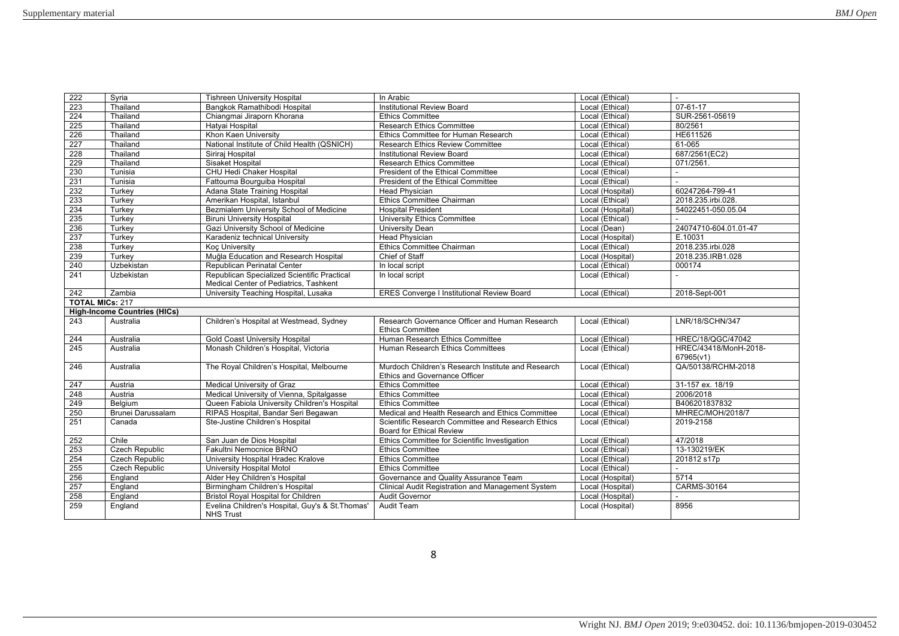| 222 | Syria | Tishreen University Hospital | In Arabic | Local (Ethical) | - |
|---|---|---|---|---|---|
| 223 | Thailand | Bangkok Ramathibodi Hospital | Institutional Review Board | Local (Ethical) | 07-61-17 |
| 224 | Thailand | Chiangmai Jiraporn Khorana | Ethics Committee | Local (Ethical) | SUR-2561-05619 |
| 225 | Thailand | Hatyai Hospital | Research Ethics Committee | Local (Ethical) | 80/2561 |
| 226 | Thailand | Khon Kaen University | Ethics Committee for Human Research | Local (Ethical) | HE611526 |
| 227 | Thailand | National Institute of Child Health (QSNICH) | Research Ethics Review Committee | Local (Ethical) | 61-065 |
| 228 | Thailand | Siriraj Hospital | Institutional Review Board | Local (Ethical) | 687/2561(EC2) |
| 229 | Thailand | Sisaket Hospital | Research Ethics Committee | Local (Ethical) | 071/2561. |
| 230 | Tunisia | CHU Hedi Chaker Hospital | President of the Ethical Committee | Local (Ethical) | - |
| 231 | Tunisia | Fattouma Bourguiba Hospital | President of the Ethical Committee | Local (Ethical) | - |
| 232 | Turkey | Adana State Training Hospital | Head Physician | Local (Hospital) | 60247264-799-41 |
| 233 | Turkey | Amerikan Hospital, Istanbul | Ethics Committee Chairman | Local (Ethical) | 2018.235.irbi.028. |
| 234 | Turkey | Bezmialem University School of Medicine | Hospital President | Local (Hospital) | 54022451-050.05.04 |
| 235 | Turkey | Biruni University Hospital | University Ethics Committee | Local (Ethical) | - |
| 236 | Turkey | Gazi University School of Medicine | University Dean | Local (Dean) | 24074710-604.01.01-47 |
| 237 | Turkey | Karadeniz technical University | Head Physician | Local (Hospital) | E.10031 |
| 238 | Turkey | Koç University | Ethics Committee Chairman | Local (Ethical) | 2018.235.irbi.028 |
| 239 | Turkey | Muğla Education and Research Hospital | Chief of Staff | Local (Hospital) | 2018.235.IRB1.028 |
| 240 | Uzbekistan | Republican Perinatal Center | In local script | Local (Ethical) | 000174 |
| 241 | Uzbekistan | Republican Specialized Scientific Practical Medical Center of Pediatrics, Tashkent | In local script | Local (Ethical) | - |
| 242 | Zambia | University Teaching Hospital, Lusaka | ERES Converge I Institutional Review Board | Local (Ethical) | 2018-Sept-001 |
| **TOTAL MICs:** 217 | | | | | |
| **High-Income Countries (HICs)** | | | | | |
| 243 | Australia | Children's Hospital at Westmead, Sydney | Research Governance Officer and Human Research Ethics Committee | Local (Ethical) | LNR/18/SCHN/347 |
| 244 | Australia | Gold Coast University Hospital | Human Research Ethics Committee | Local (Ethical) | HREC/18/QGC/47042 |
| 245 | Australia | Monash Children's Hospital, Victoria | Human Research Ethics Committees | Local (Ethical) | HREC/43418/MonH-2018-67965(v1) |
| 246 | Australia | The Royal Children's Hospital, Melbourne | Murdoch Children's Research Institute and Research Ethics and Governance Officer | Local (Ethical) | QA/50138/RCHM-2018 |
| 247 | Austria | Medical University of Graz | Ethics Committee | Local (Ethical) | 31-157 ex. 18/19 |
| 248 | Austria | Medical University of Vienna, Spitalgasse | Ethics Committee | Local (Ethical) | 2006/2018 |
| 249 | Belgium | Queen Fabiola University Children's Hospital | Ethics Committee | Local (Ethical) | B406201837832 |
| 250 | Brunei Darussalam | RIPAS Hospital, Bandar Seri Begawan | Medical and Health Research and Ethics Committee | Local (Ethical) | MHREC/MOH/2018/7 |
| 251 | Canada | Ste-Justine Children's Hospital | Scientific Research Committee and Research Ethics Board for Ethical Review | Local (Ethical) | 2019-2158 |
| 252 | Chile | San Juan de Dios Hospital | Ethics Committee for Scientific Investigation | Local (Ethical) | 47/2018 |
| 253 | Czech Republic | Fakultni Nemocnice BRNO | Ethics Committee | Local (Ethical) | 13-130219/EK |
| 254 | Czech Republic | University Hospital Hradec Kralove | Ethics Committee | Local (Ethical) | 201812 s17p |
| 255 | Czech Republic | University Hospital Motol | Ethics Committee | Local (Ethical) | - |
| 256 | England | Alder Hey Children's Hospital | Governance and Quality Assurance Team | Local (Hospital) | 5714 |
| 257 | England | Birmingham Children's Hospital | Clinical Audit Registration and Management System | Local (Hospital) | CARMS-30164 |
| 258 | England | Bristol Royal Hospital for Children | Audit Governor | Local (Hospital) | - |
| 259 | England | Evelina Children's Hospital, Guy's & St.Thomas' NHS Trust | Audit Team | Local (Hospital) | 8956 |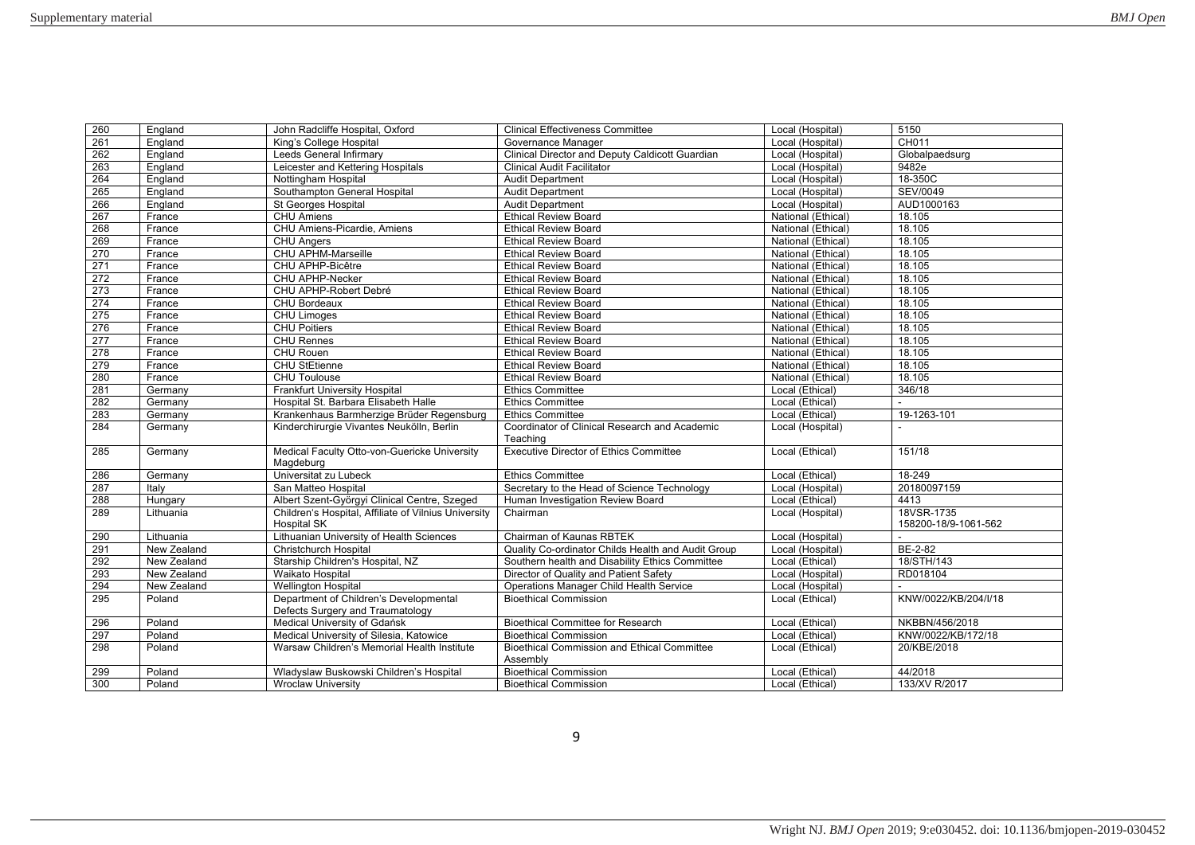| 260 | England | John Radcliffe Hospital, Oxford | Clinical Effectiveness Committee | Local (Hospital) | 5150 |
|---|---|---|---|---|---|
| 261 | England | King's College Hospital | Governance Manager | Local (Hospital) | CH011 |
| 262 | England | Leeds General Infirmary | Clinical Director and Deputy Caldicott Guardian | Local (Hospital) | Globalpaedsurg |
| 263 | England | Leicester and Kettering Hospitals | Clinical Audit Facilitator | Local (Hospital) | 9482e |
| 264 | England | Nottingham Hospital | Audit Department | Local (Hospital) | 18-350C |
| 265 | England | Southampton General Hospital | Audit Department | Local (Hospital) | SEV/0049 |
| 266 | England | St Georges Hospital | Audit Department | Local (Hospital) | AUD1000163 |
| 267 | France | CHU Amiens | Ethical Review Board | National (Ethical) | 18.105 |
| 268 | France | CHU Amiens-Picardie, Amiens | Ethical Review Board | National (Ethical) | 18.105 |
| 269 | France | CHU Angers | Ethical Review Board | National (Ethical) | 18.105 |
| 270 | France | CHU APHM-Marseille | Ethical Review Board | National (Ethical) | 18.105 |
| 271 | France | CHU APHP-Bicêtre | Ethical Review Board | National (Ethical) | 18.105 |
| 272 | France | CHU APHP-Necker | Ethical Review Board | National (Ethical) | 18.105 |
| 273 | France | CHU APHP-Robert Debré | Ethical Review Board | National (Ethical) | 18.105 |
| 274 | France | CHU Bordeaux | Ethical Review Board | National (Ethical) | 18.105 |
| 275 | France | CHU Limoges | Ethical Review Board | National (Ethical) | 18.105 |
| 276 | France | CHU Poitiers | Ethical Review Board | National (Ethical) | 18.105 |
| 277 | France | CHU Rennes | Ethical Review Board | National (Ethical) | 18.105 |
| 278 | France | CHU Rouen | Ethical Review Board | National (Ethical) | 18.105 |
| 279 | France | CHU StEtienne | Ethical Review Board | National (Ethical) | 18.105 |
| 280 | France | CHU Toulouse | Ethical Review Board | National (Ethical) | 18.105 |
| 281 | Germany | Frankfurt University Hospital | Ethics Committee | Local (Ethical) | 346/18 |
| 282 | Germany | Hospital St. Barbara Elisabeth Halle | Ethics Committee | Local (Ethical) | - |
| 283 | Germany | Krankenhaus Barmherzige Brüder Regensburg | Ethics Committee | Local (Ethical) | 19-1263-101 |
| 284 | Germany | Kinderchirurgie Vivantes Neukölln, Berlin | Coordinator of Clinical Research and Academic Teaching | Local (Hospital) | - |
| 285 | Germany | Medical Faculty Otto-von-Guericke University Magdeburg | Executive Director of Ethics Committee | Local (Ethical) | 151/18 |
| 286 | Germany | Universitat zu Lubeck | Ethics Committee | Local (Ethical) | 18-249 |
| 287 | Italy | San Matteo Hospital | Secretary to the Head of Science Technology | Local (Hospital) | 20180097159 |
| 288 | Hungary | Albert Szent-Györgyi Clinical Centre, Szeged | Human Investigation Review Board | Local (Ethical) | 4413 |
| 289 | Lithuania | Children's Hospital, Affiliate of Vilnius University Hospital SK | Chairman | Local (Hospital) | 18VSR-1735 158200-18/9-1061-562 |
| 290 | Lithuania | Lithuanian University of Health Sciences | Chairman of Kaunas RBTEK | Local (Hospital) | - |
| 291 | New Zealand | Christchurch Hospital | Quality Co-ordinator Childs Health and Audit Group | Local (Hospital) | BE-2-82 |
| 292 | New Zealand | Starship Children's Hospital, NZ | Southern health and Disability Ethics Committee | Local (Ethical) | 18/STH/143 |
| 293 | New Zealand | Waikato Hospital | Director of Quality and Patient Safety | Local (Hospital) | RD018104 |
| 294 | New Zealand | Wellington Hospital | Operations Manager Child Health Service | Local (Hospital) | - |
| 295 | Poland | Department of Children's Developmental Defects Surgery and Traumatology | Bioethical Commission | Local (Ethical) | KNW/0022/KB/204/I/18 |
| 296 | Poland | Medical University of Gdańsk | Bioethical Committee for Research | Local (Ethical) | NKBBN/456/2018 |
| 297 | Poland | Medical University of Silesia, Katowice | Bioethical Commission | Local (Ethical) | KNW/0022/KB/172/18 |
| 298 | Poland | Warsaw Children's Memorial Health Institute | Bioethical Commission and Ethical Committee Assembly | Local (Ethical) | 20/KBE/2018 |
| 299 | Poland | Wladyslaw Buskowski Children's Hospital | Bioethical Commission | Local (Ethical) | 44/2018 |
| 300 | Poland | Wroclaw University | Bioethical Commission | Local (Ethical) | 133/XV R/2017 |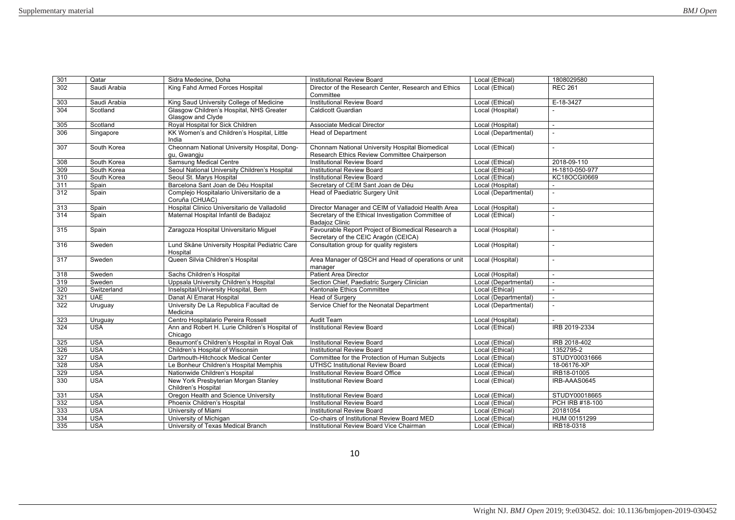| 301 | Qatar | Sidra Medecine, Doha | Institutional Review Board | Local (Ethical) | 1808029580 |
|---|---|---|---|---|---|
| 302 | Saudi Arabia | King Fahd Armed Forces Hospital | Director of the Research Center, Research and Ethics Committee | Local (Ethical) | REC 261 |
| 303 | Saudi Arabia | King Saud University College of Medicine | Institutional Review Board | Local (Ethical) | E-18-3427 |
| 304 | Scotland | Glasgow Children's Hospital, NHS Greater Glasgow and Clyde | Caldicott Guardian | Local (Hospital) | - |
| 305 | Scotland | Royal Hospital for Sick Children | Associate Medical Director | Local (Hospital) | - |
| 306 | Singapore | KK Women's and Children's Hospital, Little India | Head of Department | Local (Departmental) | - |
| 307 | South Korea | Cheonnam National University Hospital, Dong-gu, Gwangju | Chonnam National University Hospital Biomedical Research Ethics Review Committee Chairperson | Local (Ethical) | - |
| 308 | South Korea | Samsung Medical Centre | Institutional Review Board | Local (Ethical) | 2018-09-110 |
| 309 | South Korea | Seoul National University Children's Hospital | Institutional Review Board | Local (Ethical) | H-1810-050-977 |
| 310 | South Korea | Seoul St. Marys Hospital | Institutional Review Board | Local (Ethical) | KC18OCGI0669 |
| 311 | Spain | Barcelona Sant Joan de Déu Hospital | Secretary of CEIM Sant Joan de Déu | Local (Hospital) | - |
| 312 | Spain | Complejo Hospitalario Universitario de a Coruña (CHUAC) | Head of Paediatric Surgery Unit | Local (Departmental) | - |
| 313 | Spain | Hospital Clinico Universitario de Valladolid | Director Manager and CEIM of Valladoid Health Area | Local (Hospital) | - |
| 314 | Spain | Maternal Hospital Infantil de Badajoz | Secretary of the Ethical Investigation Committee of Badajoz Clinic | Local (Ethical) | - |
| 315 | Spain | Zaragoza Hospital Universitario Miguel | Favourable Report Project of Biomedical Research a Secretary of the CEIC Aragón (CEICA) | Local (Hospital) | - |
| 316 | Sweden | Lund Skåne University Hospital Pediatric Care Hospital | Consultation group for quality registers | Local (Hospital) | - |
| 317 | Sweden | Queen Silvia Children's Hospital | Area Manager of QSCH and Head of operations or unit manager | Local (Hospital) | - |
| 318 | Sweden | Sachs Children's Hospital | Patient Area Director | Local (Hospital) | - |
| 319 | Sweden | Uppsala University Children's Hospital | Section Chief, Paediatric Surgery Clinician | Local (Departmental) | - |
| 320 | Switzerland | Inselspital/University Hospital, Bern | Kantonale Ethics Committee | Local (Ethical) | - |
| 321 | UAE | Danat Al Emarat Hospital | Head of Surgery | Local (Departmental) | - |
| 322 | Uruguay | University De La Republica Facultad de Medicina | Service Chief for the Neonatal Department | Local (Departmental) | - |
| 323 | Uruguay | Centro Hospitalario Pereira Rossell | Audit Team | Local (Hospital) | - |
| 324 | USA | Ann and Robert H. Lurie Children's Hospital of Chicago | Institutional Review Board | Local (Ethical) | IRB 2019-2334 |
| 325 | USA | Beaumont's Children's Hospital in Royal Oak | Institutional Review Board | Local (Ethical) | IRB 2018-402 |
| 326 | USA | Children's Hospital of Wisconsin | Institutional Review Board | Local (Ethical) | 1352795-2 |
| 327 | USA | Dartmouth-Hitchcock Medical Center | Committee for the Protection of Human Subjects | Local (Ethical) | STUDY00031666 |
| 328 | USA | Le Bonheur Children's Hospital Memphis | UTHSC Institutional Review Board | Local (Ethical) | 18-06176-XP |
| 329 | USA | Nationwide Children's Hospital | Institutional Review Board Office | Local (Ethical) | IRB18-01005 |
| 330 | USA | New York Presbyterian Morgan Stanley Children's Hospital | Institutional Review Board | Local (Ethical) | IRB-AAAS0645 |
| 331 | USA | Oregon Health and Science University | Institutional Review Board | Local (Ethical) | STUDY00018665 |
| 332 | USA | Phoenix Children's Hospital | Institutional Review Board | Local (Ethical) | PCH IRB #18-100 |
| 333 | USA | University of Miami | Institutional Review Board | Local (Ethical) | 20181054 |
| 334 | USA | University of Michigan | Co-chairs of Institutional Review Board MED | Local (Ethical) | HUM 00151299 |
| 335 | USA | University of Texas Medical Branch | Institutional Review Board Vice Chairman | Local (Ethical) | IRB18-0318 |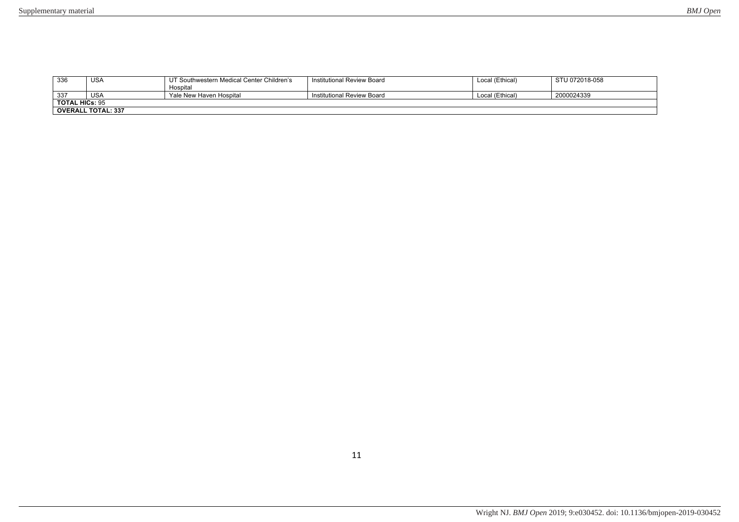| | | | | | |
|---|---|---|---|---|---|
| 336 | USA | UT Southwestern Medical Center Children's Hospital | Institutional Review Board | Local (Ethical) | STU 072018-058 |
| 337 | USA | Yale New Haven Hospital | Institutional Review Board | Local (Ethical) | 2000024339 |
| **TOTAL HICs:** 95 | | | | | |
| **OVERALL TOTAL: 337** | | | | | |